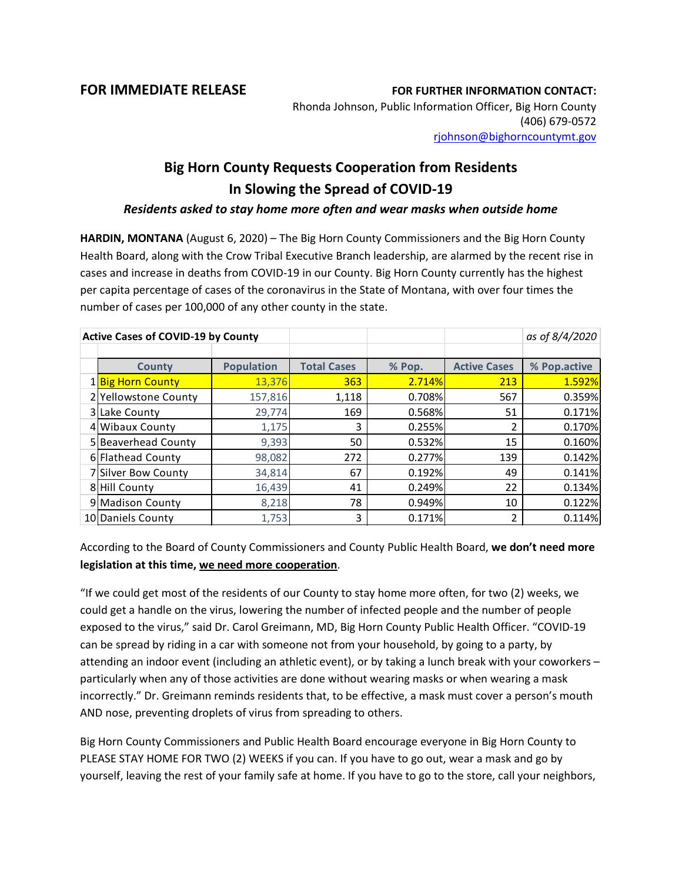**FOR IMMEDIATE RELEASE**

**FOR FURTHER INFORMATION CONTACT:**
Rhonda Johnson, Public Information Officer, Big Horn County
(406) 679-0572
rjohnson@bighorncountymt.gov

# Big Horn County Requests Cooperation from Residents In Slowing the Spread of COVID-19

***Residents asked to stay home more often and wear masks when outside home***

**HARDIN, MONTANA** (August 6, 2020) – The Big Horn County Commissioners and the Big Horn County Health Board, along with the Crow Tribal Executive Branch leadership, are alarmed by the recent rise in cases and increase in deaths from COVID-19 in our County. Big Horn County currently has the highest per capita percentage of cases of the coronavirus in the State of Montana, with over four times the number of cases per 100,000 of any other county in the state.

**Active Cases of COVID-19 by County** — *as of 8/4/2020*

| | County | Population | Total Cases | % Pop. | Active Cases | % Pop.active |
|---|---|---|---|---|---|---|
| 1 | Big Horn County | 13,376 | 363 | 2.714% | 213 | 1.592% |
| 2 | Yellowstone County | 157,816 | 1,118 | 0.708% | 567 | 0.359% |
| 3 | Lake County | 29,774 | 169 | 0.568% | 51 | 0.171% |
| 4 | Wibaux County | 1,175 | 3 | 0.255% | 2 | 0.170% |
| 5 | Beaverhead County | 9,393 | 50 | 0.532% | 15 | 0.160% |
| 6 | Flathead County | 98,082 | 272 | 0.277% | 139 | 0.142% |
| 7 | Silver Bow County | 34,814 | 67 | 0.192% | 49 | 0.141% |
| 8 | Hill County | 16,439 | 41 | 0.249% | 22 | 0.134% |
| 9 | Madison County | 8,218 | 78 | 0.949% | 10 | 0.122% |
| 10 | Daniels County | 1,753 | 3 | 0.171% | 2 | 0.114% |

According to the Board of County Commissioners and County Public Health Board, **we don't need more legislation at this time, <u>we need more cooperation</u>**.

"If we could get most of the residents of our County to stay home more often, for two (2) weeks, we could get a handle on the virus, lowering the number of infected people and the number of people exposed to the virus," said Dr. Carol Greimann, MD, Big Horn County Public Health Officer. "COVID-19 can be spread by riding in a car with someone not from your household, by going to a party, by attending an indoor event (including an athletic event), or by taking a lunch break with your coworkers – particularly when any of those activities are done without wearing masks or when wearing a mask incorrectly." Dr. Greimann reminds residents that, to be effective, a mask must cover a person's mouth AND nose, preventing droplets of virus from spreading to others.

Big Horn County Commissioners and Public Health Board encourage everyone in Big Horn County to PLEASE STAY HOME FOR TWO (2) WEEKS if you can. If you have to go out, wear a mask and go by yourself, leaving the rest of your family safe at home. If you have to go to the store, call your neighbors,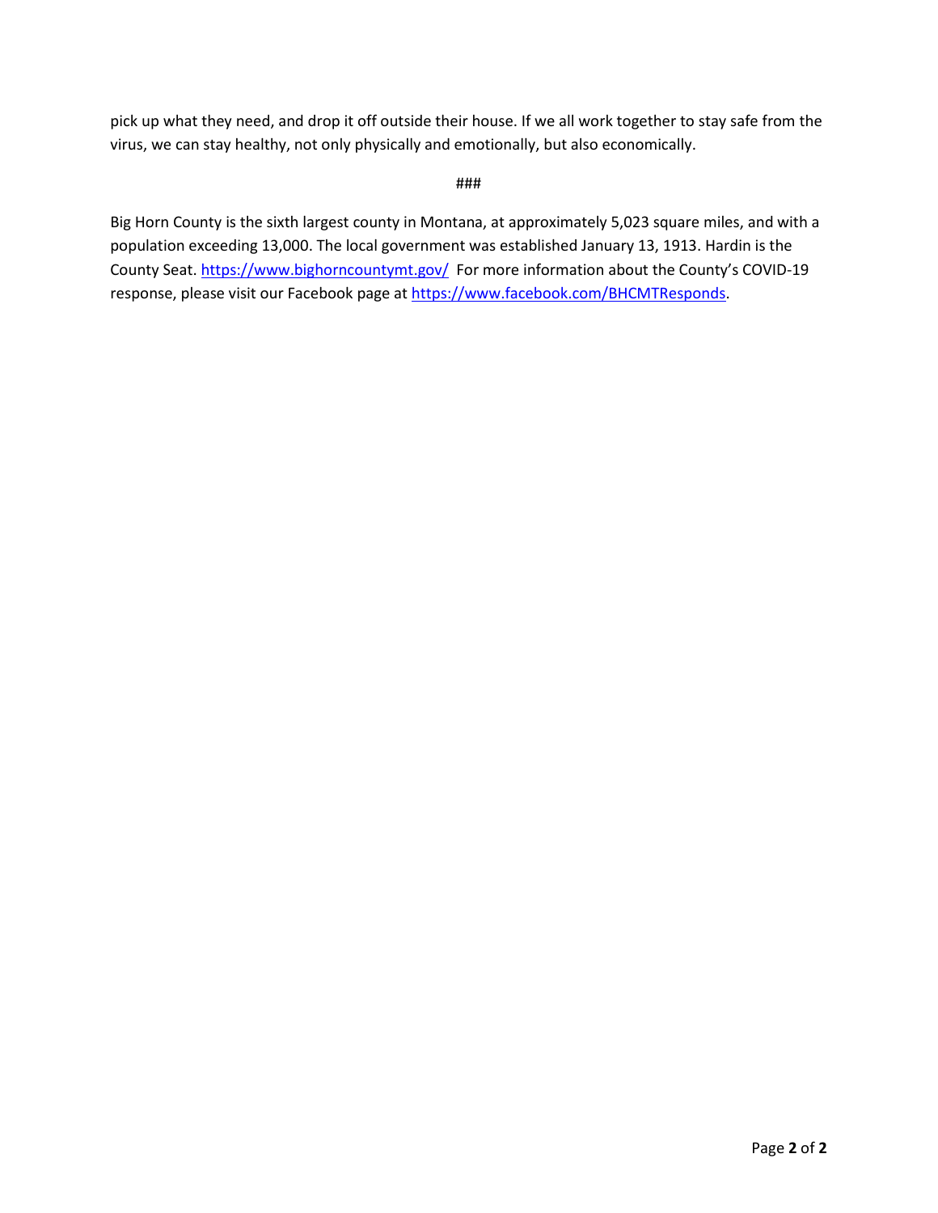pick up what they need, and drop it off outside their house. If we all work together to stay safe from the virus, we can stay healthy, not only physically and emotionally, but also economically.

###

Big Horn County is the sixth largest county in Montana, at approximately 5,023 square miles, and with a population exceeding 13,000. The local government was established January 13, 1913. Hardin is the County Seat. https://www.bighorncountymt.gov/ For more information about the County's COVID-19 response, please visit our Facebook page at https://www.facebook.com/BHCMTResponds.